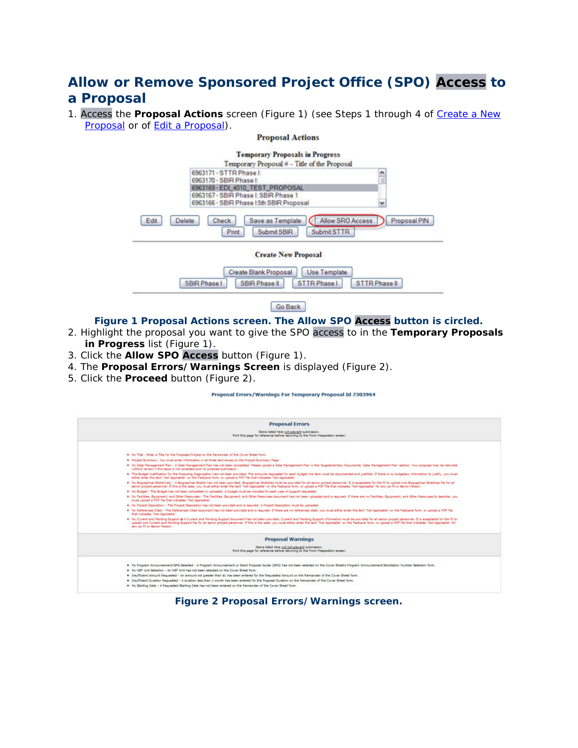# Allow or Remove Sponsored Project Office (SPO) Access to a Proposal

1. Access the **Proposal Actions** screen (Figure 1) (see Steps 1 through 4 of Create a New Proposal or of Edit a Proposal).

**Figure 1 Proposal Actions screen. The Allow SPO Access button is circled.**

2. Highlight the proposal you want to give the SPO access to in the **Temporary Proposals in Progress** list (Figure 1).
3. Click the **Allow SPO Access** button (Figure 1).
4. The **Proposal Errors/Warnings Screen** is displayed (Figure 2).
5. Click the **Proceed** button (Figure 2).

**Figure 2 Proposal Errors/Warnings screen.**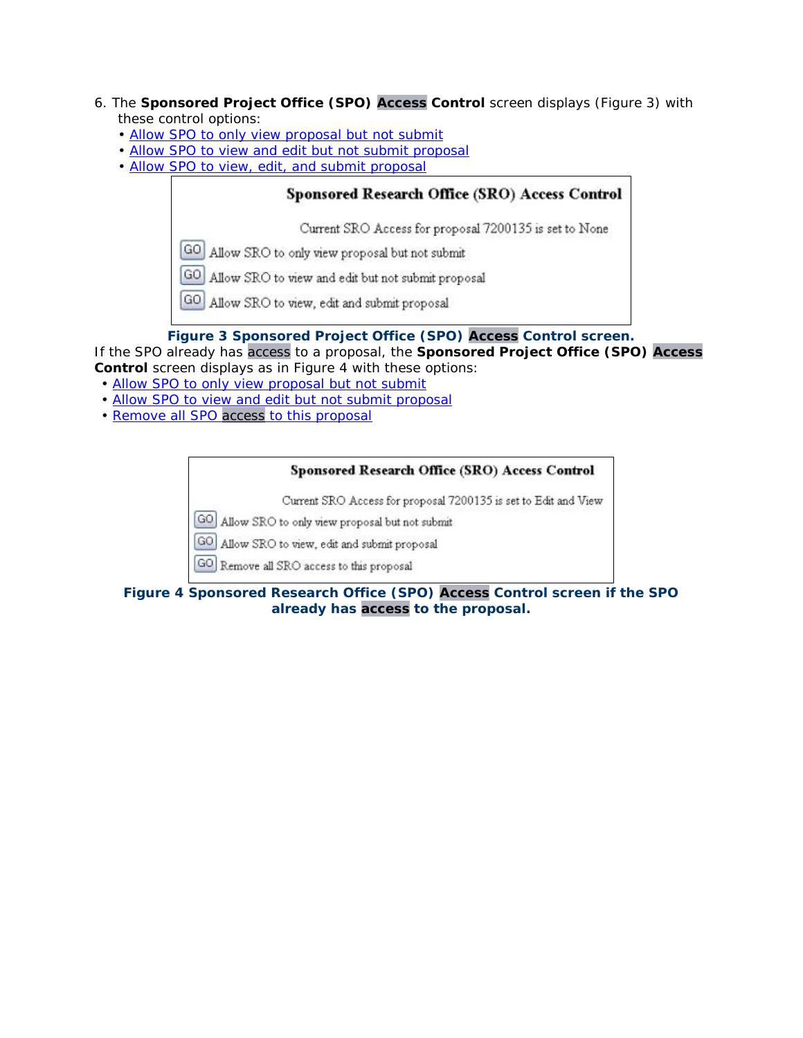6. The **Sponsored Project Office (SPO) Access Control** screen displays (Figure 3) with these control options:
   - Allow SPO to only view proposal but not submit
   - Allow SPO to view and edit but not submit proposal
   - Allow SPO to view, edit, and submit proposal

**Sponsored Research Office (SRO) Access Control**

Current SRO Access for proposal 7200135 is set to None

GO Allow SRO to only view proposal but not submit

GO Allow SRO to view and edit but not submit proposal

GO Allow SRO to view, edit and submit proposal

**Figure 3 Sponsored Project Office (SPO) Access Control screen.**

If the SPO already has access to a proposal, the **Sponsored Project Office (SPO) Access Control** screen displays as in Figure 4 with these options:

- Allow SPO to only view proposal but not submit
- Allow SPO to view and edit but not submit proposal
- Remove all SPO access to this proposal

**Sponsored Research Office (SRO) Access Control**

Current SRO Access for proposal 7200135 is set to Edit and View

GO Allow SRO to only view proposal but not submit

GO Allow SRO to view, edit and submit proposal

GO Remove all SRO access to this proposal

**Figure 4 Sponsored Research Office (SPO) Access Control screen if the SPO already has access to the proposal.**